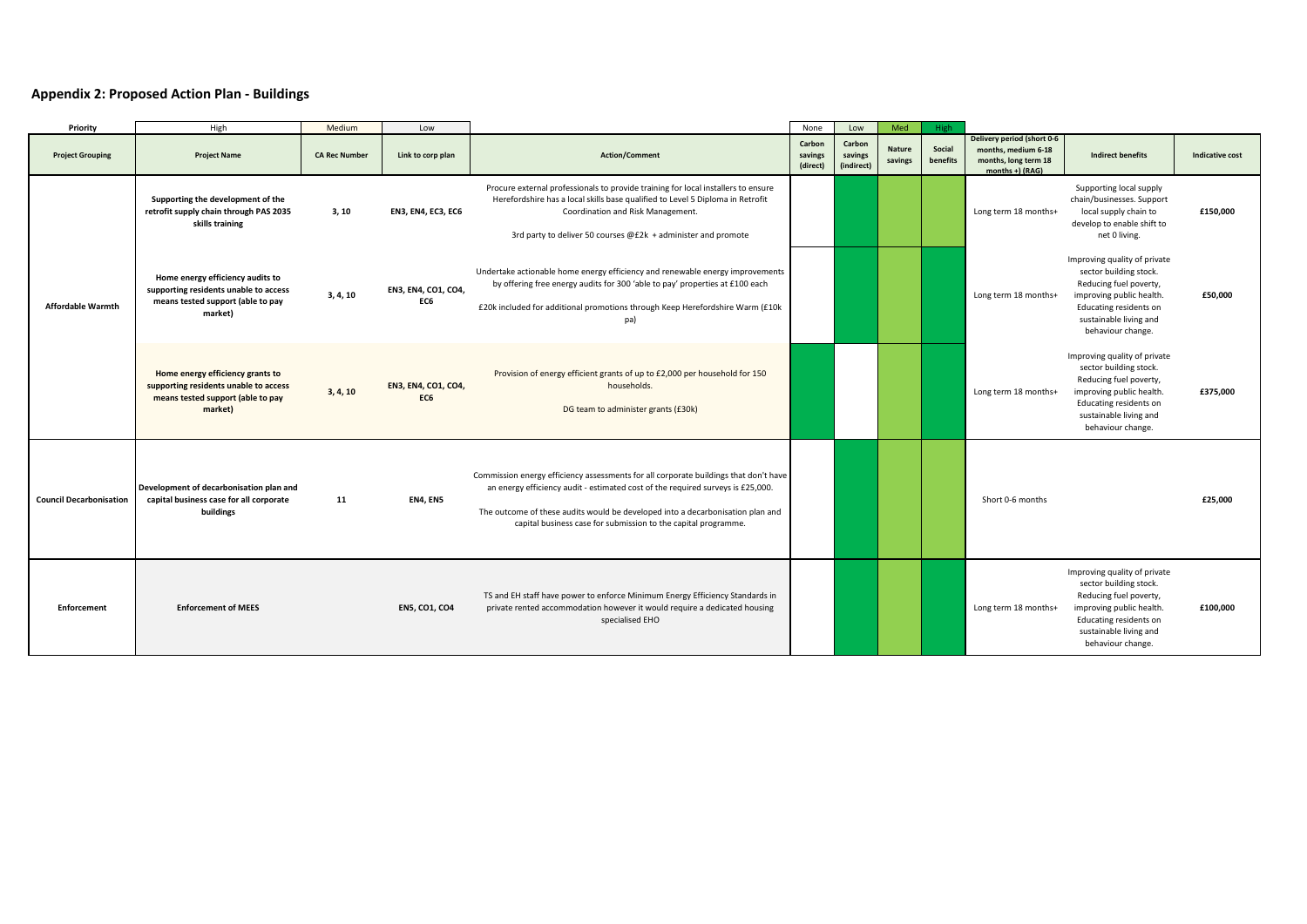## Appendix 2: Proposed Action Plan - Buildings

| Priority | High | Medium | Low | | None | Low | Med | High | | | |
|---|---|---|---|---|---|---|---|---|---|---|---|
| **Project Grouping** | **Project Name** | **CA Rec Number** | **Link to corp plan** | **Action/Comment** | **Carbon savings (direct)** | **Carbon savings (indirect)** | **Nature savings** | **Social benefits** | **Delivery period (short 0-6 months, medium 6-18 months, long term 18 months +) (RAG)** | **Indirect benefits** | **Indicative cost** |
| **Affordable Warmth** | **Supporting the development of the retrofit supply chain through PAS 2035 skills training** | **3, 10** | **EN3, EN4, EC3, EC6** | Procure external professionals to provide training for local installers to ensure Herefordshire has a local skills base qualified to Level 5 Diploma in Retrofit Coordination and Risk Management.<br><br>3rd party to deliver 50 courses @£2k + administer and promote | | | | | Long term 18 months+ | Supporting local supply chain/businesses. Support local supply chain to develop to enable shift to net 0 living. | **£150,000** |
| | **Home energy efficiency audits to supporting residents unable to access means tested support (able to pay market)** | **3, 4, 10** | **EN3, EN4, CO1, CO4, EC6** | Undertake actionable home energy efficiency and renewable energy improvements by offering free energy audits for 300 'able to pay' properties at £100 each<br><br>£20k included for additional promotions through Keep Herefordshire Warm (£10k pa) | | | | | Long term 18 months+ | Improving quality of private sector building stock. Reducing fuel poverty, improving public health. Educating residents on sustainable living and behaviour change. | **£50,000** |
| | **Home energy efficiency grants to supporting residents unable to access means tested support (able to pay market)** | **3, 4, 10** | **EN3, EN4, CO1, CO4, EC6** | Provision of energy efficient grants of up to £2,000 per household for 150 households.<br><br>DG team to administer grants (£30k) | | | | | Long term 18 months+ | Improving quality of private sector building stock. Reducing fuel poverty, improving public health. Educating residents on sustainable living and behaviour change. | **£375,000** |
| **Council Decarbonisation** | **Development of decarbonisation plan and capital business case for all corporate buildings** | **11** | **EN4, EN5** | Commission energy efficiency assessments for all corporate buildings that don't have an energy efficiency audit - estimated cost of the required surveys is £25,000.<br><br>The outcome of these audits would be developed into a decarbonisation plan and capital business case for submission to the capital programme. | | | | | Short 0-6 months | | **£25,000** |
| **Enforcement** | **Enforcement of MEES** | | **EN5, CO1, CO4** | TS and EH staff have power to enforce Minimum Energy Efficiency Standards in private rented accommodation however it would require a dedicated housing specialised EHO | | | | | Long term 18 months+ | Improving quality of private sector building stock. Reducing fuel poverty, improving public health. Educating residents on sustainable living and behaviour change. | **£100,000** |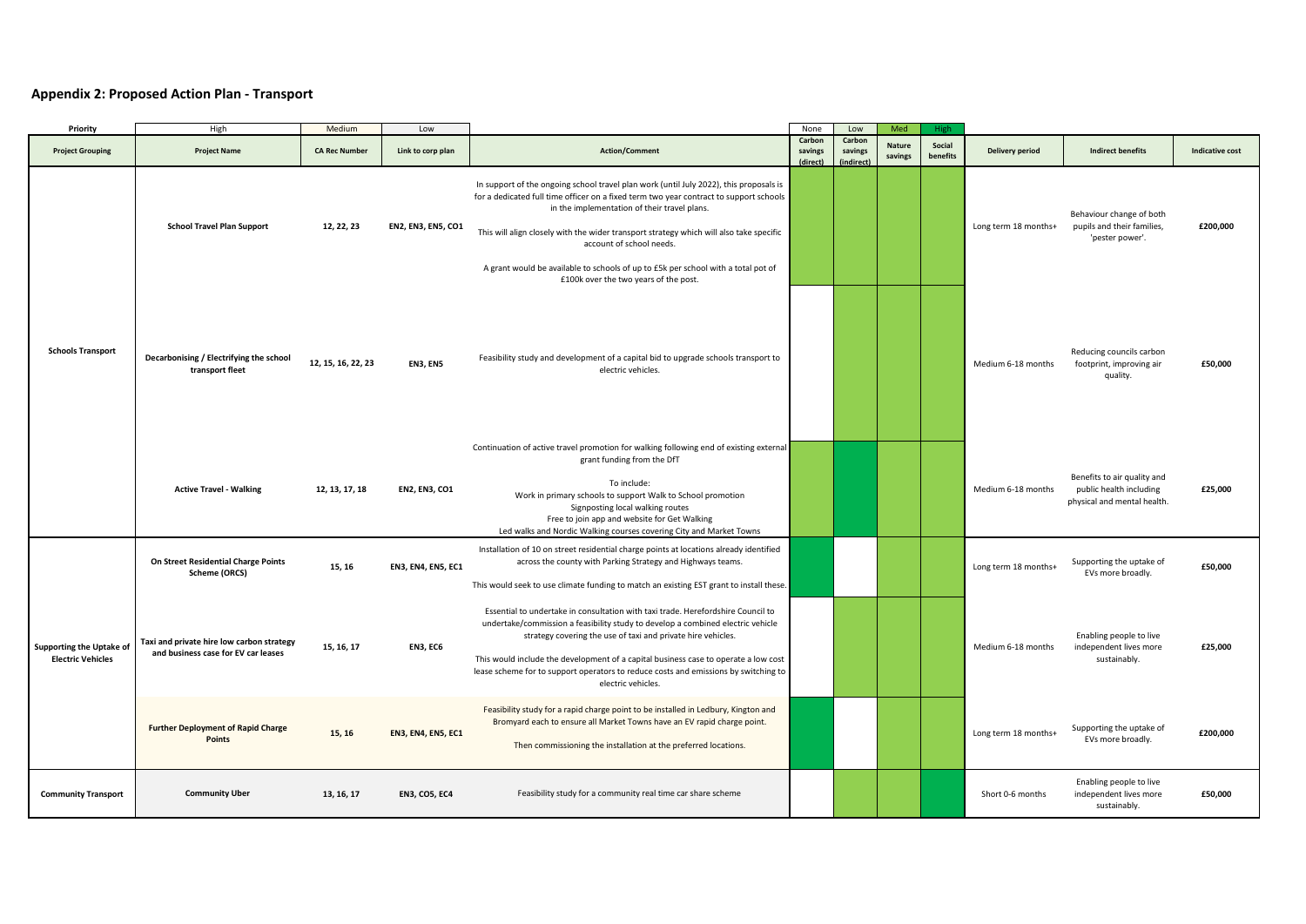## Appendix 2: Proposed Action Plan - Transport

| Priority | High | Medium | Low | | None | Low | Med | High | | | |
|---|---|---|---|---|---|---|---|---|---|---|---|
| **Project Grouping** | **Project Name** | **CA Rec Number** | **Link to corp plan** | **Action/Comment** | **Carbon savings (direct)** | **Carbon savings (indirect)** | **Nature savings** | **Social benefits** | **Delivery period** | **Indirect benefits** | **Indicative cost** |
| **Schools Transport** | **School Travel Plan Support** | **12, 22, 23** | **EN2, EN3, EN5, CO1** | In support of the ongoing school travel plan work (until July 2022), this proposals is for a dedicated full time officer on a fixed term two year contract to support schools in the implementation of their travel plans.<br><br>This will align closely with the wider transport strategy which will also take specific account of school needs.<br><br>A grant would be available to schools of up to £5k per school with a total pot of £100k over the two years of the post. | Med | Med | Med | Med | Long term 18 months+ | Behaviour change of both pupils and their families, 'pester power'. | **£200,000** |
| | **Decarbonising / Electrifying the school transport fleet** | **12, 15, 16, 22, 23** | **EN3, EN5** | Feasibility study and development of a capital bid to upgrade schools transport to electric vehicles. | None | Med | Med | Med | Medium 6-18 months | Reducing councils carbon footprint, improving air quality. | **£50,000** |
| | **Active Travel - Walking** | **12, 13, 17, 18** | **EN2, EN3, CO1** | Continuation of active travel promotion for walking following end of existing external grant funding from the DfT<br><br>To include:<br>Work in primary schools to support Walk to School promotion<br>Signposting local walking routes<br>Free to join app and website for Get Walking<br>Led walks and Nordic Walking courses covering City and Market Towns | Med | High | Med | Med | Medium 6-18 months | Benefits to air quality and public health including physical and mental health. | **£25,000** |
| **Supporting the Uptake of Electric Vehicles** | **On Street Residential Charge Points Scheme (ORCS)** | **15, 16** | **EN3, EN4, EN5, EC1** | Installation of 10 on street residential charge points at locations already identified across the county with Parking Strategy and Highways teams.<br><br>This would seek to use climate funding to match an existing EST grant to install these. | High | None | Med | Med | Long term 18 months+ | Supporting the uptake of EVs more broadly. | **£50,000** |
| | **Taxi and private hire low carbon strategy and business case for EV car leases** | **15, 16, 17** | **EN3, EC6** | Essential to undertake in consultation with taxi trade. Herefordshire Council to undertake/commission a feasibility study to develop a combined electric vehicle strategy covering the use of taxi and private hire vehicles.<br><br>This would include the development of a capital business case to operate a low cost lease scheme for to support operators to reduce costs and emissions by switching to electric vehicles. | None | Med | Med | Med | Medium 6-18 months | Enabling people to live independent lives more sustainably. | **£25,000** |
| | **Further Deployment of Rapid Charge Points** | **15, 16** | **EN3, EN4, EN5, EC1** | Feasibility study for a rapid charge point to be installed in Ledbury, Kington and Bromyard each to ensure all Market Towns have an EV rapid charge point.<br><br>Then commissioning the installation at the preferred locations. | High | None | Med | Med | Long term 18 months+ | Supporting the uptake of EVs more broadly. | **£200,000** |
| **Community Transport** | **Community Uber** | **13, 16, 17** | **EN3, CO5, EC4** | Feasibility study for a community real time car share scheme | None | Med | Med | High | Short 0-6 months | Enabling people to live independent lives more sustainably. | **£50,000** |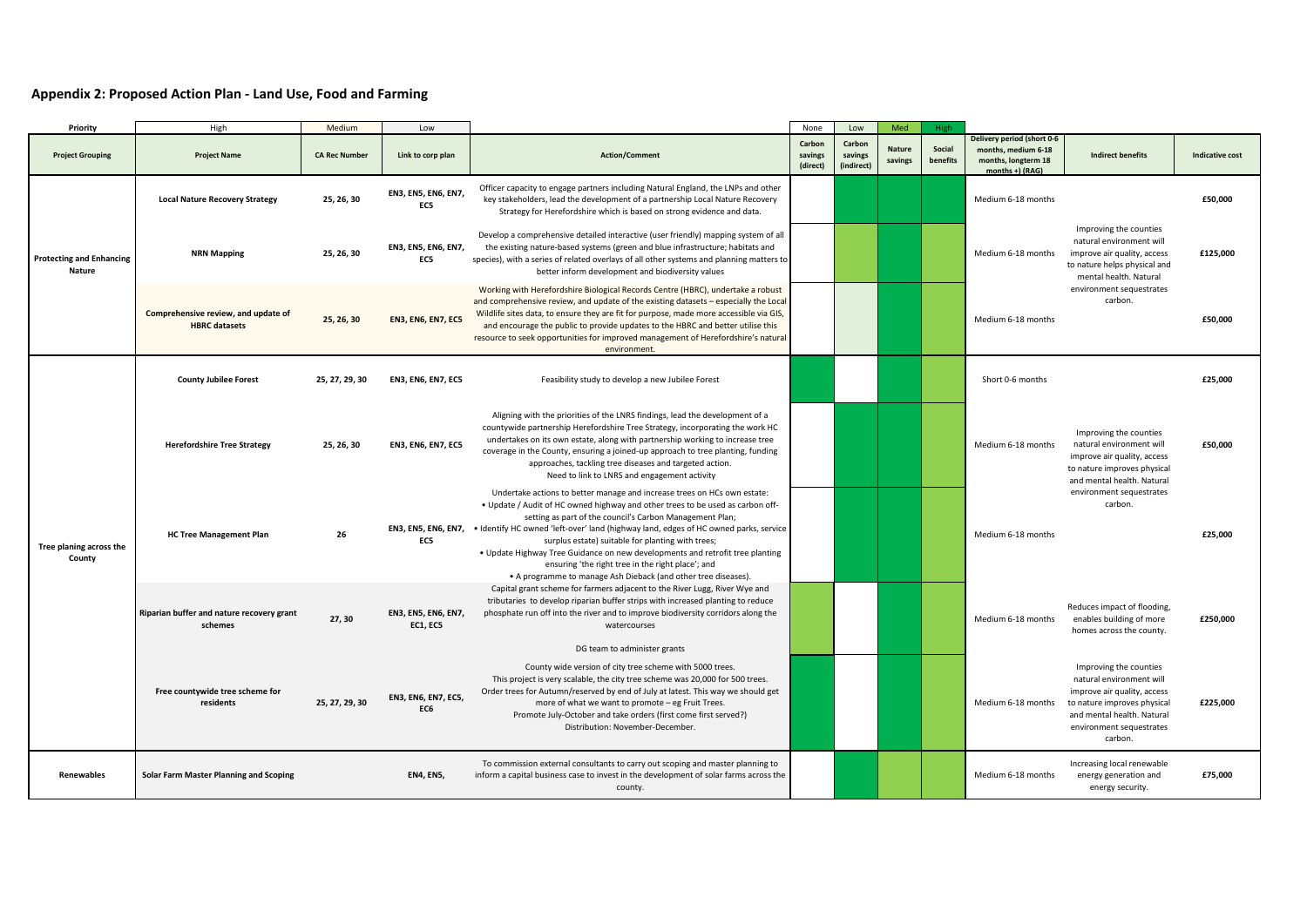## Appendix 2: Proposed Action Plan - Land Use, Food and Farming

| Priority | High | Medium | Low | | None | Low | Med | High | | | |
|---|---|---|---|---|---|---|---|---|---|---|---|
| **Project Grouping** | **Project Name** | **CA Rec Number** | **Link to corp plan** | **Action/Comment** | **Carbon savings (direct)** | **Carbon savings (indirect)** | **Nature savings** | **Social benefits** | **Delivery period (short 0-6 months, medium 6-18 months, longterm 18 months +) (RAG)** | **Indirect benefits** | **Indicative cost** |
| **Protecting and Enhancing Nature** | **Local Nature Recovery Strategy** | **25, 26, 30** | **EN3, EN5, EN6, EN7, EC5** | Officer capacity to engage partners including Natural England, the LNPs and other key stakeholders, lead the development of a partnership Local Nature Recovery Strategy for Herefordshire which is based on strong evidence and data. | | | | | Medium 6-18 months | Improving the counties natural environment will improve air quality, access to nature helps physical and mental health. Natural environment sequestrates carbon. | **£50,000** |
| | **NRN Mapping** | **25, 26, 30** | **EN3, EN5, EN6, EN7, EC5** | Develop a comprehensive detailed interactive (user friendly) mapping system of all the existing nature-based systems (green and blue infrastructure; habitats and species), with a series of related overlays of all other systems and planning matters to better inform development and biodiversity values | | | | | Medium 6-18 months | | **£125,000** |
| | **Comprehensive review, and update of HBRC datasets** | **25, 26, 30** | **EN3, EN6, EN7, EC5** | Working with Herefordshire Biological Records Centre (HBRC), undertake a robust and comprehensive review, and update of the existing datasets – especially the Local Wildlife sites data, to ensure they are fit for purpose, made more accessible via GIS, and encourage the public to provide updates to the HBRC and better utilise this resource to seek opportunities for improved management of Herefordshire's natural environment. | | | | | Medium 6-18 months | | **£50,000** |
| **Tree planing across the County** | **County Jubilee Forest** | **25, 27, 29, 30** | **EN3, EN6, EN7, EC5** | Feasibility study to develop a new Jubilee Forest | | | | | Short 0-6 months | Improving the counties natural environment will improve air quality, access to nature improves physical and mental health. Natural environment sequestrates carbon. | **£25,000** |
| | **Herefordshire Tree Strategy** | **25, 26, 30** | **EN3, EN6, EN7, EC5** | Aligning with the priorities of the LNRS findings, lead the development of a countywide partnership Herefordshire Tree Strategy, incorporating the work HC undertakes on its own estate, along with partnership working to increase tree coverage in the County, ensuring a joined-up approach to tree planting, funding approaches, tackling tree diseases and targeted action.<br>Need to link to LNRS and engagement activity | | | | | Medium 6-18 months | | **£50,000** |
| | **HC Tree Management Plan** | **26** | **EN3, EN5, EN6, EN7, EC5** | Undertake actions to better manage and increase trees on HCs own estate:<br>• Update / Audit of HC owned highway and other trees to be used as carbon off-setting as part of the council's Carbon Management Plan;<br>• Identify HC owned 'left-over' land (highway land, edges of HC owned parks, service surplus estate) suitable for planting with trees;<br>• Update Highway Tree Guidance on new developments and retrofit tree planting ensuring 'the right tree in the right place'; and<br>• A programme to manage Ash Dieback (and other tree diseases). | | | | | Medium 6-18 months | | **£25,000** |
| | **Riparian buffer and nature recovery grant schemes** | **27, 30** | **EN3, EN5, EN6, EN7, EC1, EC5** | Capital grant scheme for farmers adjacent to the River Lugg, River Wye and tributaries to develop riparian buffer strips with increased planting to reduce phosphate run off into the river and to improve biodiversity corridors along the watercourses<br><br>DG team to administer grants | | | | | Medium 6-18 months | Reduces impact of flooding, enables building of more homes across the county. | **£250,000** |
| | **Free countywide tree scheme for residents** | **25, 27, 29, 30** | **EN3, EN6, EN7, EC5, EC6** | County wide version of city tree scheme with 5000 trees.<br>This project is very scalable, the city tree scheme was 20,000 for 500 trees.<br>Order trees for Autumn/reserved by end of July at latest. This way we should get more of what we want to promote – eg Fruit Trees.<br>Promote July-October and take orders (first come first served?)<br>Distribution: November-December. | | | | | Medium 6-18 months | Improving the counties natural environment will improve air quality, access to nature improves physical and mental health. Natural environment sequestrates carbon. | **£225,000** |
| **Renewables** | **Solar Farm Master Planning and Scoping** | | **EN4, EN5,** | To commission external consultants to carry out scoping and master planning to inform a capital business case to invest in the development of solar farms across the county. | | | | | Medium 6-18 months | Increasing local renewable energy generation and energy security. | **£75,000** |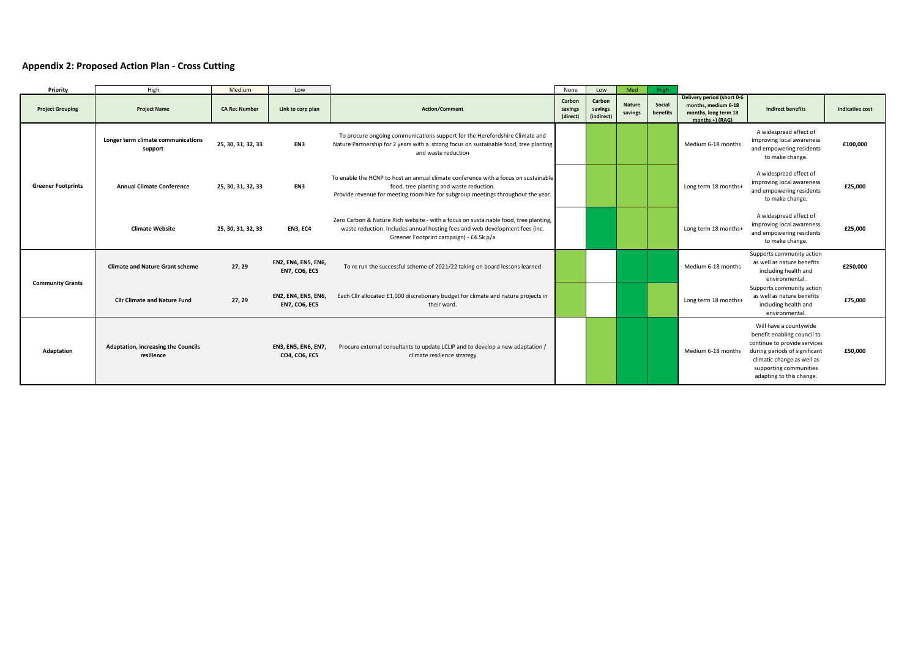## Appendix 2: Proposed Action Plan - Cross Cutting

| Priority | High | Medium | Low | | None | Low | Med | High | | | |
|---|---|---|---|---|---|---|---|---|---|---|---|
| **Project Grouping** | **Project Name** | **CA Rec Number** | **Link to corp plan** | **Action/Comment** | **Carbon savings (direct)** | **Carbon savings (indirect)** | **Nature savings** | **Social benefits** | **Delivery period (short 0-6 months, medium 6-18 months, long term 18 months +) (RAG)** | **Indirect benefits** | **Indicative cost** |
| **Greener Footprints** | **Longer term climate communications support** | 25, 30, 31, 32, 33 | EN3 | To procure ongoing communications support for the Herefordshire Climate and Nature Partnership for 2 years with a strong focus on sustainable food, tree planting and waste reduction | None | Med | Med | Med | Medium 6-18 months | A widespread effect of improving local awareness and empowering residents to make change. | £100,000 |
| | **Annual Climate Conference** | 25, 30, 31, 32, 33 | EN3 | To enable the HCNP to host an annual climate conference with a focus on sustainable food, tree planting and waste reduction. Provide revenue for meeting room hire for subgroup meetings throughout the year. | None | Med | Med | Med | Long term 18 months+ | A widespread effect of improving local awareness and empowering residents to make change. | £25,000 |
| | **Climate Website** | 25, 30, 31, 32, 33 | EN3, EC4 | Zero Carbon & Nature Rich website - with a focus on sustainable food, tree planting, waste reduction. Includes annual hosting fees and web development fees (inc. Greener Footprint campaign) - £4.5k p/a | None | High | Med | Med | Long term 18 months+ | A widespread effect of improving local awareness and empowering residents to make change. | £25,000 |
| **Community Grants** | **Climate and Nature Grant scheme** | 27, 29 | EN2, EN4, EN5, EN6, EN7, CO6, EC5 | To re run the successful scheme of 2021/22 taking on board lessons learned | Med | None | High | High | Medium 6-18 months | Supports community action as well as nature benefits including health and environmental. | £250,000 |
| | **Cllr Climate and Nature Fund** | 27, 29 | EN2, EN4, EN5, EN6, EN7, CO6, EC5 | Each Cllr allocated £1,000 discretionary budget for climate and nature projects in their ward. | Med | None | High | Med | Long term 18 months+ | Supports community action as well as nature benefits including health and environmental. | £75,000 |
| **Adaptation** | **Adaptation, increasing the Councils resilience** | | EN3, EN5, EN6, EN7, CO4, CO6, EC5 | Procure external consultants to update LCLIP and to develop a new adaptation / climate resilience strategy | None | Med | High | High | Medium 6-18 months | Will have a countywide benefit enabling council to continue to provide services during periods of significant climatic change as well as supporting communities adapting to this change. | £50,000 |